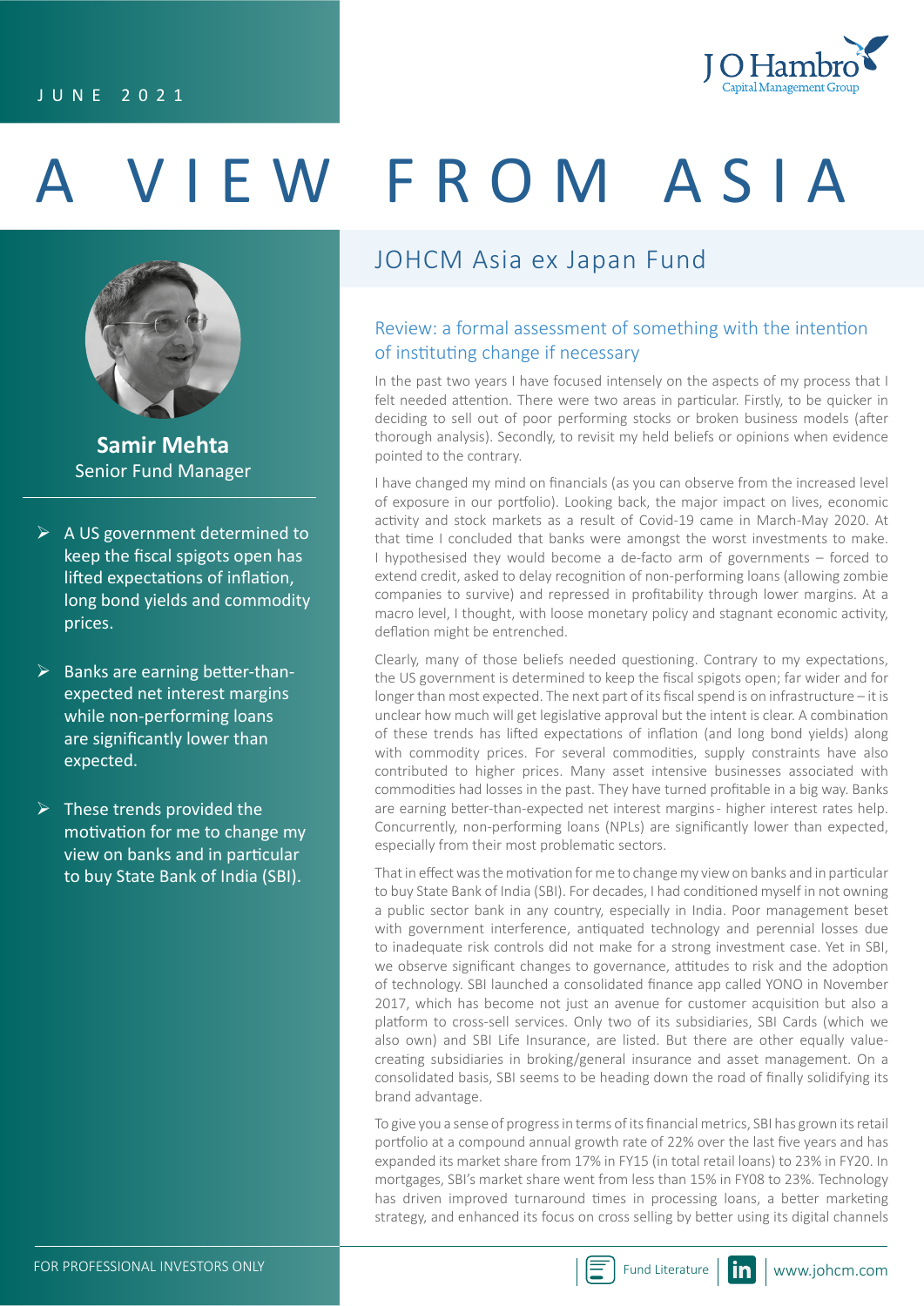JUNE 2021

# A VIEW FROM ASIA

## JOHCM Asia ex Japan Fund

**Samir Mehta**
Senior Fund Manager

- A US government determined to keep the fiscal spigots open has lifted expectations of inflation, long bond yields and commodity prices.
- Banks are earning better-than-expected net interest margins while non-performing loans are significantly lower than expected.
- These trends provided the motivation for me to change my view on banks and in particular to buy State Bank of India (SBI).

### Review: a formal assessment of something with the intention of instituting change if necessary

In the past two years I have focused intensely on the aspects of my process that I felt needed attention. There were two areas in particular. Firstly, to be quicker in deciding to sell out of poor performing stocks or broken business models (after thorough analysis). Secondly, to revisit my held beliefs or opinions when evidence pointed to the contrary.

I have changed my mind on financials (as you can observe from the increased level of exposure in our portfolio). Looking back, the major impact on lives, economic activity and stock markets as a result of Covid-19 came in March-May 2020. At that time I concluded that banks were amongst the worst investments to make. I hypothesised they would become a de-facto arm of governments – forced to extend credit, asked to delay recognition of non-performing loans (allowing zombie companies to survive) and repressed in profitability through lower margins. At a macro level, I thought, with loose monetary policy and stagnant economic activity, deflation might be entrenched.

Clearly, many of those beliefs needed questioning. Contrary to my expectations, the US government is determined to keep the fiscal spigots open; far wider and for longer than most expected. The next part of its fiscal spend is on infrastructure – it is unclear how much will get legislative approval but the intent is clear. A combination of these trends has lifted expectations of inflation (and long bond yields) along with commodity prices. For several commodities, supply constraints have also contributed to higher prices. Many asset intensive businesses associated with commodities had losses in the past. They have turned profitable in a big way. Banks are earning better-than-expected net interest margins - higher interest rates help. Concurrently, non-performing loans (NPLs) are significantly lower than expected, especially from their most problematic sectors.

That in effect was the motivation for me to change my view on banks and in particular to buy State Bank of India (SBI). For decades, I had conditioned myself in not owning a public sector bank in any country, especially in India. Poor management beset with government interference, antiquated technology and perennial losses due to inadequate risk controls did not make for a strong investment case. Yet in SBI, we observe significant changes to governance, attitudes to risk and the adoption of technology. SBI launched a consolidated finance app called YONO in November 2017, which has become not just an avenue for customer acquisition but also a platform to cross-sell services. Only two of its subsidiaries, SBI Cards (which we also own) and SBI Life Insurance, are listed. But there are other equally value-creating subsidiaries in broking/general insurance and asset management. On a consolidated basis, SBI seems to be heading down the road of finally solidifying its brand advantage.

To give you a sense of progress in terms of its financial metrics, SBI has grown its retail portfolio at a compound annual growth rate of 22% over the last five years and has expanded its market share from 17% in FY15 (in total retail loans) to 23% in FY20. In mortgages, SBI's market share went from less than 15% in FY08 to 23%. Technology has driven improved turnaround times in processing loans, a better marketing strategy, and enhanced its focus on cross selling by better using its digital channels

FOR PROFESSIONAL INVESTORS ONLY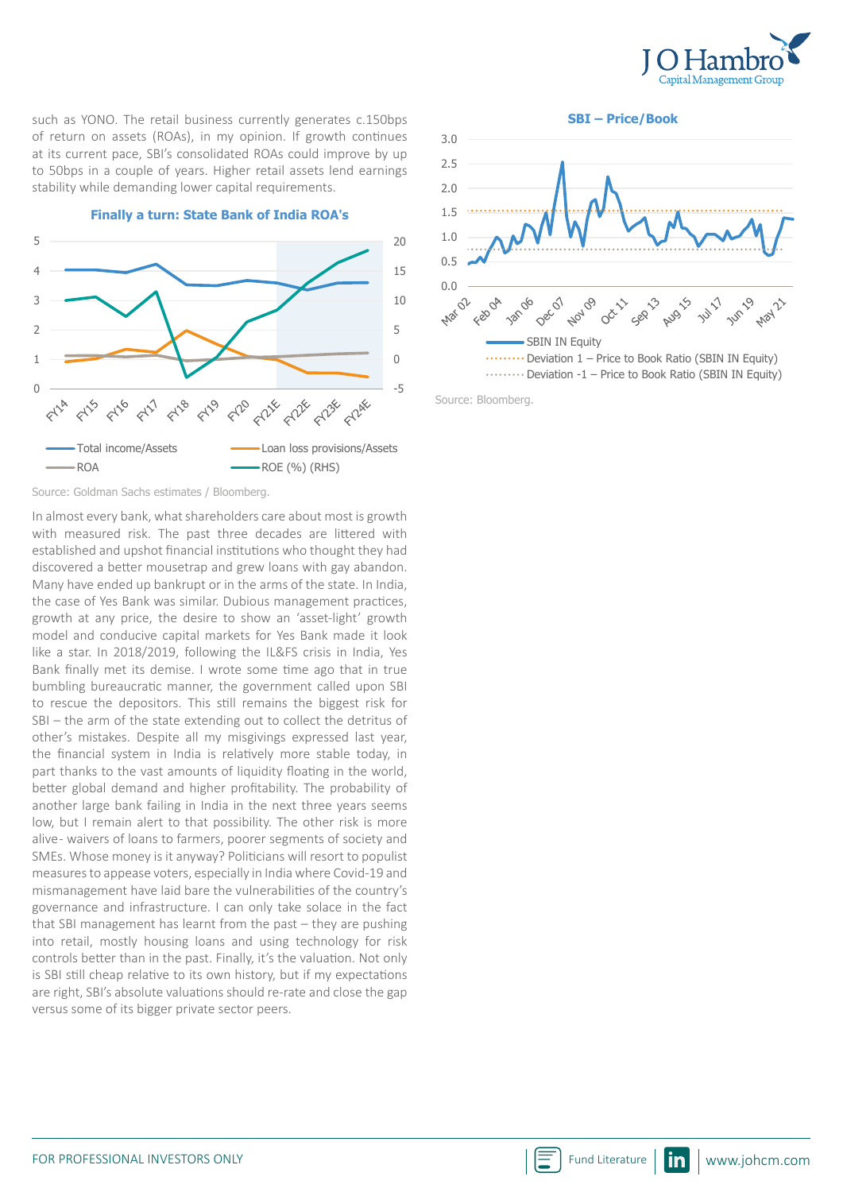such as YONO. The retail business currently generates c.150bps of return on assets (ROAs), in my opinion. If growth continues at its current pace, SBI's consolidated ROAs could improve by up to 50bps in a couple of years. Higher retail assets lend earnings stability while demanding lower capital requirements.

**Finally a turn: State Bank of India ROA's**

Total income/Assets · Loan loss provisions/Assets · ROA · ROE (%) (RHS)

Source: Goldman Sachs estimates / Bloomberg.

In almost every bank, what shareholders care about most is growth with measured risk. The past three decades are littered with established and upshot financial institutions who thought they had discovered a better mousetrap and grew loans with gay abandon. Many have ended up bankrupt or in the arms of the state. In India, the case of Yes Bank was similar. Dubious management practices, growth at any price, the desire to show an 'asset-light' growth model and conducive capital markets for Yes Bank made it look like a star. In 2018/2019, following the IL&FS crisis in India, Yes Bank finally met its demise. I wrote some time ago that in true bumbling bureaucratic manner, the government called upon SBI to rescue the depositors. This still remains the biggest risk for SBI – the arm of the state extending out to collect the detritus of other's mistakes. Despite all my misgivings expressed last year, the financial system in India is relatively more stable today, in part thanks to the vast amounts of liquidity floating in the world, better global demand and higher profitability. The probability of another large bank failing in India in the next three years seems low, but I remain alert to that possibility. The other risk is more alive- waivers of loans to farmers, poorer segments of society and SMEs. Whose money is it anyway? Politicians will resort to populist measures to appease voters, especially in India where Covid-19 and mismanagement have laid bare the vulnerabilities of the country's governance and infrastructure. I can only take solace in the fact that SBI management has learnt from the past – they are pushing into retail, mostly housing loans and using technology for risk controls better than in the past. Finally, it's the valuation. Not only is SBI still cheap relative to its own history, but if my expectations are right, SBI's absolute valuations should re-rate and close the gap versus some of its bigger private sector peers.

**SBI – Price/Book**

SBIN IN Equity · Deviation 1 – Price to Book Ratio (SBIN IN Equity) · Deviation -1 – Price to Book Ratio (SBIN IN Equity)

Source: Bloomberg.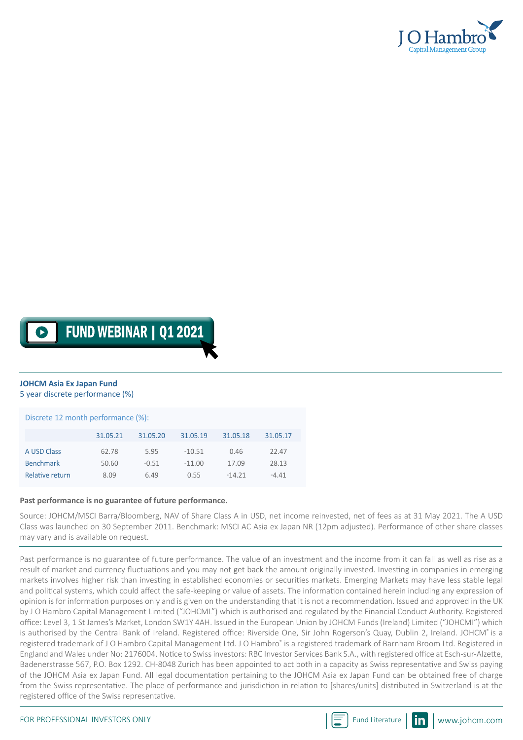**FUND WEBINAR | Q1 2021**

**JOHCM Asia Ex Japan Fund**

5 year discrete performance (%)

Discrete 12 month performance (%):

| | 31.05.21 | 31.05.20 | 31.05.19 | 31.05.18 | 31.05.17 |
|---|---|---|---|---|---|
| A USD Class | 62.78 | 5.95 | -10.51 | 0.46 | 22.47 |
| Benchmark | 50.60 | -0.51 | -11.00 | 17.09 | 28.13 |
| Relative return | 8.09 | 6.49 | 0.55 | -14.21 | -4.41 |

**Past performance is no guarantee of future performance.**

Source: JOHCM/MSCI Barra/Bloomberg, NAV of Share Class A in USD, net income reinvested, net of fees as at 31 May 2021. The A USD Class was launched on 30 September 2011. Benchmark: MSCI AC Asia ex Japan NR (12pm adjusted). Performance of other share classes may vary and is available on request.

Past performance is no guarantee of future performance. The value of an investment and the income from it can fall as well as rise as a result of market and currency fluctuations and you may not get back the amount originally invested. Investing in companies in emerging markets involves higher risk than investing in established economies or securities markets. Emerging Markets may have less stable legal and political systems, which could affect the safe-keeping or value of assets. The information contained herein including any expression of opinion is for information purposes only and is given on the understanding that it is not a recommendation. Issued and approved in the UK by J O Hambro Capital Management Limited ("JOHCML") which is authorised and regulated by the Financial Conduct Authority. Registered office: Level 3, 1 St James's Market, London SW1Y 4AH. Issued in the European Union by JOHCM Funds (Ireland) Limited ("JOHCMI") which is authorised by the Central Bank of Ireland. Registered office: Riverside One, Sir John Rogerson's Quay, Dublin 2, Ireland. JOHCM® is a registered trademark of J O Hambro Capital Management Ltd. J O Hambro® is a registered trademark of Barnham Broom Ltd. Registered in England and Wales under No: 2176004. Notice to Swiss investors: RBC Investor Services Bank S.A., with registered office at Esch-sur-Alzette, Badenerstrasse 567, P.O. Box 1292. CH-8048 Zurich has been appointed to act both in a capacity as Swiss representative and Swiss paying of the JOHCM Asia ex Japan Fund. All legal documentation pertaining to the JOHCM Asia ex Japan Fund can be obtained free of charge from the Swiss representative. The place of performance and jurisdiction in relation to [shares/units] distributed in Switzerland is at the registered office of the Swiss representative.

FOR PROFESSIONAL INVESTORS ONLY

Fund Literature | www.johcm.com